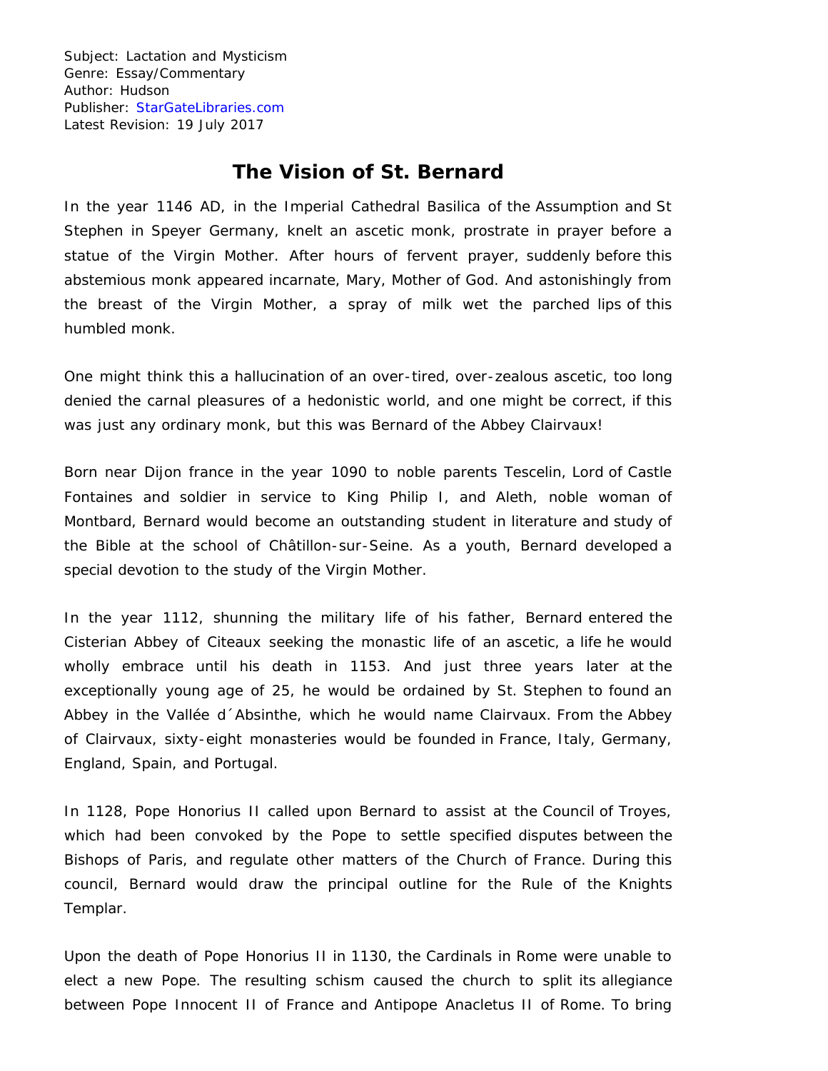Subject: Lactation and Mysticism
Genre: Essay/Commentary
Author: Hudson
Publisher: StarGateLibraries.com
Latest Revision: 19 July 2017

# The Vision of St. Bernard

In the year 1146 AD, in the Imperial Cathedral Basilica of the Assumption and St Stephen in Speyer Germany, knelt an ascetic monk, prostrate in prayer before a statue of the Virgin Mother. After hours of fervent prayer, suddenly before this abstemious monk appeared incarnate, Mary, Mother of God. And astonishingly from the breast of the Virgin Mother, a spray of milk wet the parched lips of this humbled monk.

One might think this a hallucination of an over-tired, over-zealous ascetic, too long denied the carnal pleasures of a hedonistic world, and one might be correct, if this was just any ordinary monk, but this was Bernard of the Abbey Clairvaux!

Born near Dijon france in the year 1090 to noble parents Tescelin, Lord of Castle Fontaines and soldier in service to King Philip I, and Aleth, noble woman of Montbard, Bernard would become an outstanding student in literature and study of the Bible at the school of Châtillon-sur-Seine. As a youth, Bernard developed a special devotion to the study of the Virgin Mother.

In the year 1112, shunning the military life of his father, Bernard entered the Cisterian Abbey of Citeaux seeking the monastic life of an ascetic, a life he would wholly embrace until his death in 1153. And just three years later at the exceptionally young age of 25, he would be ordained by St. Stephen to found an Abbey in the Vallée d´Absinthe, which he would name Clairvaux. From the Abbey of Clairvaux, sixty-eight monasteries would be founded in France, Italy, Germany, England, Spain, and Portugal.

In 1128, Pope Honorius II called upon Bernard to assist at the Council of Troyes, which had been convoked by the Pope to settle specified disputes between the Bishops of Paris, and regulate other matters of the Church of France. During this council, Bernard would draw the principal outline for the Rule of the Knights Templar.

Upon the death of Pope Honorius II in 1130, the Cardinals in Rome were unable to elect a new Pope. The resulting schism caused the church to split its allegiance between Pope Innocent II of France and Antipope Anacletus II of Rome. To bring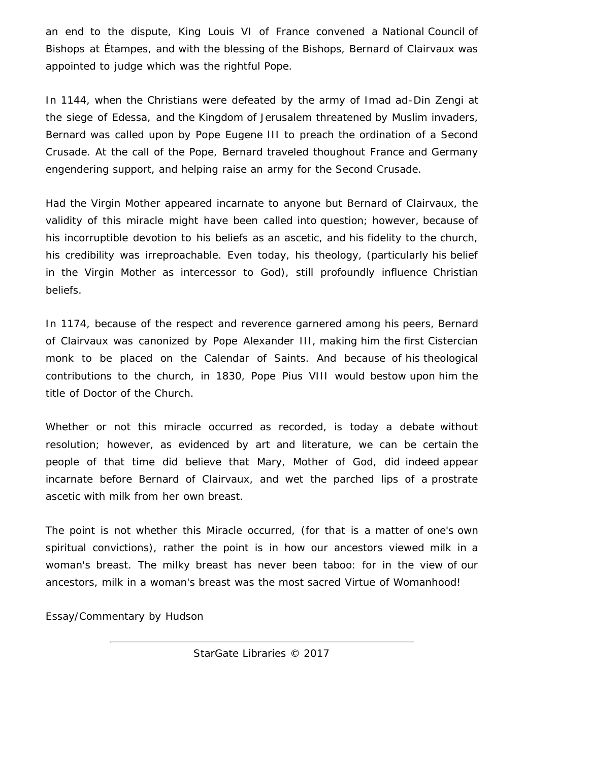an end to the dispute, King Louis VI of France convened a National Council of Bishops at Étampes, and with the blessing of the Bishops, Bernard of Clairvaux was appointed to judge which was the rightful Pope.

In 1144, when the Christians were defeated by the army of Imad ad-Din Zengi at the siege of Edessa, and the Kingdom of Jerusalem threatened by Muslim invaders, Bernard was called upon by Pope Eugene III to preach the ordination of a Second Crusade. At the call of the Pope, Bernard traveled thoughout France and Germany engendering support, and helping raise an army for the Second Crusade.

Had the Virgin Mother appeared incarnate to anyone but Bernard of Clairvaux, the validity of this miracle might have been called into question; however, because of his incorruptible devotion to his beliefs as an ascetic, and his fidelity to the church, his credibility was irreproachable. Even today, his theology, (particularly his belief in the Virgin Mother as intercessor to God), still profoundly influence Christian beliefs.

In 1174, because of the respect and reverence garnered among his peers, Bernard of Clairvaux was canonized by Pope Alexander III, making him the first Cistercian monk to be placed on the Calendar of Saints. And because of his theological contributions to the church, in 1830, Pope Pius VIII would bestow upon him the title of Doctor of the Church.

Whether or not this miracle occurred as recorded, is today a debate without resolution; however, as evidenced by art and literature, we can be certain the people of that time did believe that Mary, Mother of God, did indeed appear incarnate before Bernard of Clairvaux, and wet the parched lips of a prostrate ascetic with milk from her own breast.

The point is not whether this Miracle occurred, (for that is a matter of one's own spiritual convictions), rather the point is in how our ancestors viewed milk in a woman's breast. The milky breast has never been taboo: for in the view of our ancestors, milk in a woman's breast was the most sacred Virtue of Womanhood!

Essay/Commentary by Hudson

StarGate Libraries © 2017